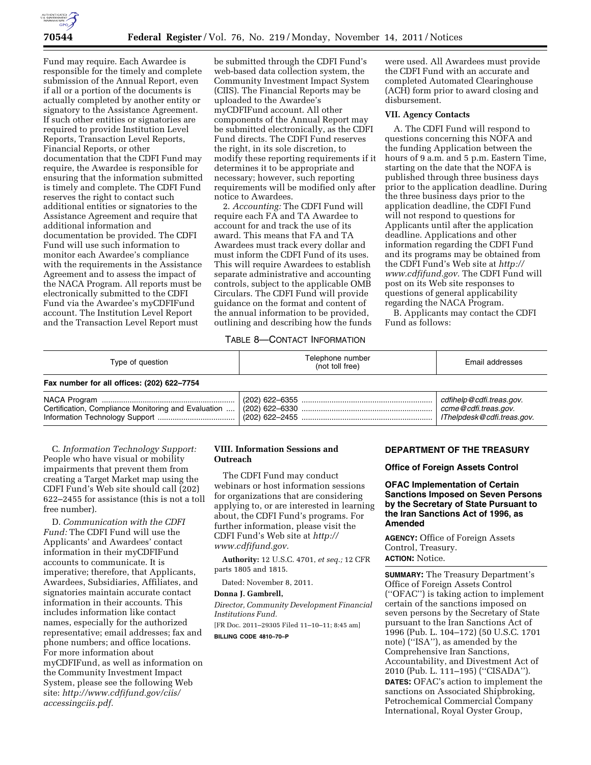Fund may require. Each Awardee is responsible for the timely and complete submission of the Annual Report, even if all or a portion of the documents is actually completed by another entity or signatory to the Assistance Agreement. If such other entities or signatories are required to provide Institution Level Reports, Transaction Level Reports, Financial Reports, or other documentation that the CDFI Fund may require, the Awardee is responsible for ensuring that the information submitted is timely and complete. The CDFI Fund reserves the right to contact such additional entities or signatories to the Assistance Agreement and require that additional information and documentation be provided. The CDFI Fund will use such information to monitor each Awardee's compliance with the requirements in the Assistance Agreement and to assess the impact of the NACA Program. All reports must be electronically submitted to the CDFI Fund via the Awardee's myCDFIFund account. The Institution Level Report and the Transaction Level Report must be submitted through the CDFI Fund's web-based data collection system, the Community Investment Impact System (CIIS). The Financial Reports may be uploaded to the Awardee's myCDFIFund account. All other components of the Annual Report may be submitted electronically, as the CDFI Fund directs. The CDFI Fund reserves the right, in its sole discretion, to modify these reporting requirements if it determines it to be appropriate and necessary; however, such reporting requirements will be modified only after notice to Awardees.

2. *Accounting:* The CDFI Fund will require each FA and TA Awardee to account for and track the use of its award. This means that FA and TA Awardees must track every dollar and must inform the CDFI Fund of its uses. This will require Awardees to establish separate administrative and accounting controls, subject to the applicable OMB Circulars. The CDFI Fund will provide guidance on the format and content of the annual information to be provided, outlining and describing how the funds were used. All Awardees must provide the CDFI Fund with an accurate and completed Automated Clearinghouse (ACH) form prior to award closing and disbursement.

## VII. Agency Contacts

A. The CDFI Fund will respond to questions concerning this NOFA and the funding Application between the hours of 9 a.m. and 5 p.m. Eastern Time, starting on the date that the NOFA is published through three business days prior to the application deadline. During the three business days prior to the application deadline, the CDFI Fund will not respond to questions for Applicants until after the application deadline. Applications and other information regarding the CDFI Fund and its programs may be obtained from the CDFI Fund's Web site at *http://www.cdfifund.gov.* The CDFI Fund will post on its Web site responses to questions of general applicability regarding the NACA Program.

B. Applicants may contact the CDFI Fund as follows:

TABLE 8—CONTACT INFORMATION

| Type of question | Telephone number (not toll free) | Email addresses |
|---|---|---|
| **Fax number for all offices: (202) 622–7754** | | |
| NACA Program | (202) 622–6355 | *cdfihelp@cdfi.treas.gov.* |
| Certification, Compliance Monitoring and Evaluation | (202) 622–6330 | *ccme@cdfi.treas.gov.* |
| Information Technology Support | (202) 622–2455 | *IThelpdesk@cdfi.treas.gov.* |

C. *Information Technology Support:* People who have visual or mobility impairments that prevent them from creating a Target Market map using the CDFI Fund's Web site should call (202) 622–2455 for assistance (this is not a toll free number).

D. *Communication with the CDFI Fund:* The CDFI Fund will use the Applicants' and Awardees' contact information in their myCDFIFund accounts to communicate. It is imperative; therefore, that Applicants, Awardees, Subsidiaries, Affiliates, and signatories maintain accurate contact information in their accounts. This includes information like contact names, especially for the authorized representative; email addresses; fax and phone numbers; and office locations. For more information about myCDFIFund, as well as information on the Community Investment Impact System, please see the following Web site: *http://www.cdfifund.gov/ciis/accessingciis.pdf.*

## VIII. Information Sessions and Outreach

The CDFI Fund may conduct webinars or host information sessions for organizations that are considering applying to, or are interested in learning about, the CDFI Fund's programs. For further information, please visit the CDFI Fund's Web site at *http://www.cdfifund.gov.*

**Authority:** 12 U.S.C. 4701, *et seq.;* 12 CFR parts 1805 and 1815.

Dated: November 8, 2011.

**Donna J. Gambrell,**

*Director, Community Development Financial Institutions Fund.*

[FR Doc. 2011–29305 Filed 11–10–11; 8:45 am]

**BILLING CODE 4810–70–P**

## DEPARTMENT OF THE TREASURY

### Office of Foreign Assets Control

### OFAC Implementation of Certain Sanctions Imposed on Seven Persons by the Secretary of State Pursuant to the Iran Sanctions Act of 1996, as Amended

**AGENCY:** Office of Foreign Assets Control, Treasury.

**ACTION:** Notice.

**SUMMARY:** The Treasury Department's Office of Foreign Assets Control (''OFAC'') is taking action to implement certain of the sanctions imposed on seven persons by the Secretary of State pursuant to the Iran Sanctions Act of 1996 (Pub. L. 104–172) (50 U.S.C. 1701 note) (''ISA''), as amended by the Comprehensive Iran Sanctions, Accountability, and Divestment Act of 2010 (Pub. L. 111–195) (''CISADA'').

**DATES:** OFAC's action to implement the sanctions on Associated Shipbroking, Petrochemical Commercial Company International, Royal Oyster Group,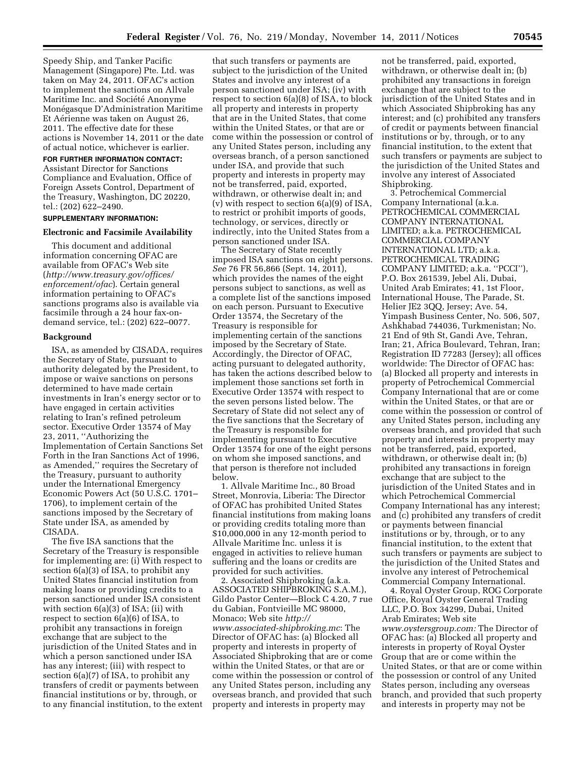Speedy Ship, and Tanker Pacific Management (Singapore) Pte. Ltd. was taken on May 24, 2011. OFAC's action to implement the sanctions on Allvale Maritime Inc. and Société Anonyme Monégasque D'Administration Maritime Et Aérienne was taken on August 26, 2011. The effective date for these actions is November 14, 2011 or the date of actual notice, whichever is earlier.

**FOR FURTHER INFORMATION CONTACT:** Assistant Director for Sanctions Compliance and Evaluation, Office of Foreign Assets Control, Department of the Treasury, Washington, DC 20220, tel.: (202) 622–2490.

**SUPPLEMENTARY INFORMATION:**

**Electronic and Facsimile Availability**

This document and additional information concerning OFAC are available from OFAC's Web site (*http://www.treasury.gov/offices/enforcement/ofac*). Certain general information pertaining to OFAC's sanctions programs also is available via facsimile through a 24 hour fax-on-demand service, tel.: (202) 622–0077.

**Background**

ISA, as amended by CISADA, requires the Secretary of State, pursuant to authority delegated by the President, to impose or waive sanctions on persons determined to have made certain investments in Iran's energy sector or to have engaged in certain activities relating to Iran's refined petroleum sector. Executive Order 13574 of May 23, 2011, ''Authorizing the Implementation of Certain Sanctions Set Forth in the Iran Sanctions Act of 1996, as Amended,'' requires the Secretary of the Treasury, pursuant to authority under the International Emergency Economic Powers Act (50 U.S.C. 1701–1706), to implement certain of the sanctions imposed by the Secretary of State under ISA, as amended by CISADA.

The five ISA sanctions that the Secretary of the Treasury is responsible for implementing are: (i) With respect to section 6(a)(3) of ISA, to prohibit any United States financial institution from making loans or providing credits to a person sanctioned under ISA consistent with section 6(a)(3) of ISA; (ii) with respect to section 6(a)(6) of ISA, to prohibit any transactions in foreign exchange that are subject to the jurisdiction of the United States and in which a person sanctioned under ISA has any interest; (iii) with respect to section 6(a)(7) of ISA, to prohibit any transfers of credit or payments between financial institutions or by, through, or to any financial institution, to the extent that such transfers or payments are subject to the jurisdiction of the United States and involve any interest of a person sanctioned under ISA; (iv) with respect to section 6(a)(8) of ISA, to block all property and interests in property that are in the United States, that come within the United States, or that are or come within the possession or control of any United States person, including any overseas branch, of a person sanctioned under ISA, and provide that such property and interests in property may not be transferred, paid, exported, withdrawn, or otherwise dealt in; and (v) with respect to section 6(a)(9) of ISA, to restrict or prohibit imports of goods, technology, or services, directly or indirectly, into the United States from a person sanctioned under ISA.

The Secretary of State recently imposed ISA sanctions on eight persons. *See* 76 FR 56,866 (Sept. 14, 2011), which provides the names of the eight persons subject to sanctions, as well as a complete list of the sanctions imposed on each person. Pursuant to Executive Order 13574, the Secretary of the Treasury is responsible for implementing certain of the sanctions imposed by the Secretary of State. Accordingly, the Director of OFAC, acting pursuant to delegated authority, has taken the actions described below to implement those sanctions set forth in Executive Order 13574 with respect to the seven persons listed below. The Secretary of State did not select any of the five sanctions that the Secretary of the Treasury is responsible for implementing pursuant to Executive Order 13574 for one of the eight persons on whom she imposed sanctions, and that person is therefore not included below.

1. Allvale Maritime Inc., 80 Broad Street, Monrovia, Liberia: The Director of OFAC has prohibited United States financial institutions from making loans or providing credits totaling more than $10,000,000 in any 12-month period to Allvale Maritime Inc. unless it is engaged in activities to relieve human suffering and the loans or credits are provided for such activities.

2. Associated Shipbroking (a.k.a. ASSOCIATED SHIPBROKING S.A.M.), Gildo Pastor Center—Block C 4.20, 7 rue du Gabian, Fontvieille MC 98000, Monaco; Web site *http://www.associated-shipbroking.mc*: The Director of OFAC has: (a) Blocked all property and interests in property of Associated Shipbroking that are or come within the United States, or that are or come within the possession or control of any United States person, including any overseas branch, and provided that such property and interests in property may not be transferred, paid, exported, withdrawn, or otherwise dealt in; (b) prohibited any transactions in foreign exchange that are subject to the jurisdiction of the United States and in which Associated Shipbroking has any interest; and (c) prohibited any transfers of credit or payments between financial institutions or by, through, or to any financial institution, to the extent that such transfers or payments are subject to the jurisdiction of the United States and involve any interest of Associated Shipbroking.

3. Petrochemical Commercial Company International (a.k.a. PETROCHEMICAL COMMERCIAL COMPANY INTERNATIONAL LIMITED; a.k.a. PETROCHEMICAL COMMERCIAL COMPANY INTERNATIONAL LTD; a.k.a. PETROCHEMICAL TRADING COMPANY LIMITED; a.k.a. ''PCCI''), P.O. Box 261539, Jebel Ali, Dubai, United Arab Emirates; 41, 1st Floor, International House, The Parade, St. Helier JE2 3QQ, Jersey; Ave. 54, Yimpash Business Center, No. 506, 507, Ashkhabad 744036, Turkmenistan; No. 21 End of 9th St, Gandi Ave, Tehran, Iran; 21, Africa Boulevard, Tehran, Iran; Registration ID 77283 (Jersey); all offices worldwide: The Director of OFAC has: (a) Blocked all property and interests in property of Petrochemical Commercial Company International that are or come within the United States, or that are or come within the possession or control of any United States person, including any overseas branch, and provided that such property and interests in property may not be transferred, paid, exported, withdrawn, or otherwise dealt in; (b) prohibited any transactions in foreign exchange that are subject to the jurisdiction of the United States and in which Petrochemical Commercial Company International has any interest; and (c) prohibited any transfers of credit or payments between financial institutions or by, through, or to any financial institution, to the extent that such transfers or payments are subject to the jurisdiction of the United States and involve any interest of Petrochemical Commercial Company International.

4. Royal Oyster Group, ROG Corporate Office, Royal Oyster General Trading LLC, P.O. Box 34299, Dubai, United Arab Emirates; Web site *www.oystersgroup.com:* The Director of OFAC has: (a) Blocked all property and interests in property of Royal Oyster Group that are or come within the United States, or that are or come within the possession or control of any United States person, including any overseas branch, and provided that such property and interests in property may not be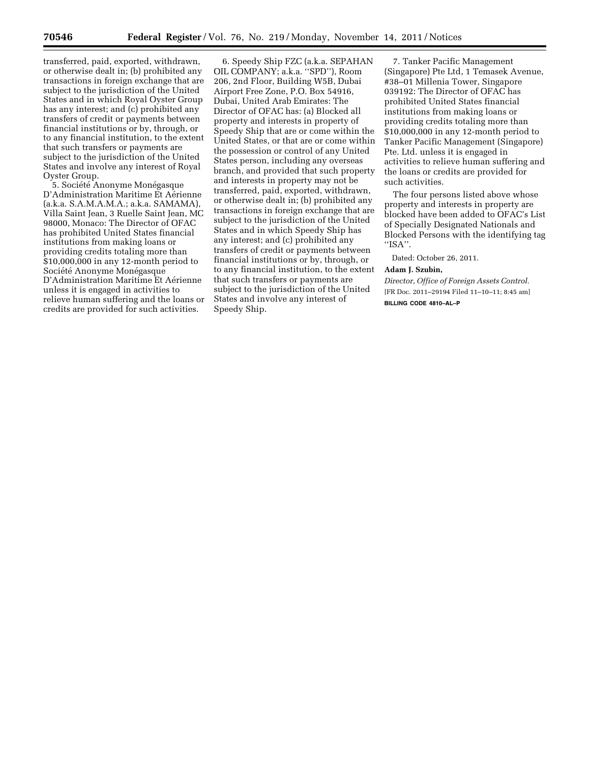transferred, paid, exported, withdrawn, or otherwise dealt in; (b) prohibited any transactions in foreign exchange that are subject to the jurisdiction of the United States and in which Royal Oyster Group has any interest; and (c) prohibited any transfers of credit or payments between financial institutions or by, through, or to any financial institution, to the extent that such transfers or payments are subject to the jurisdiction of the United States and involve any interest of Royal Oyster Group.

5. Société Anonyme Monégasque D'Administration Maritime Et Aérienne (a.k.a. S.A.M.A.M.A.; a.k.a. SAMAMA), Villa Saint Jean, 3 Ruelle Saint Jean, MC 98000, Monaco: The Director of OFAC has prohibited United States financial institutions from making loans or providing credits totaling more than $10,000,000 in any 12-month period to Société Anonyme Monégasque D'Administration Maritime Et Aérienne unless it is engaged in activities to relieve human suffering and the loans or credits are provided for such activities.

6. Speedy Ship FZC (a.k.a. SEPAHAN OIL COMPANY; a.k.a. ''SPD''), Room 206, 2nd Floor, Building W5B, Dubai Airport Free Zone, P.O. Box 54916, Dubai, United Arab Emirates: The Director of OFAC has: (a) Blocked all property and interests in property of Speedy Ship that are or come within the United States, or that are or come within the possession or control of any United States person, including any overseas branch, and provided that such property and interests in property may not be transferred, paid, exported, withdrawn, or otherwise dealt in; (b) prohibited any transactions in foreign exchange that are subject to the jurisdiction of the United States and in which Speedy Ship has any interest; and (c) prohibited any transfers of credit or payments between financial institutions or by, through, or to any financial institution, to the extent that such transfers or payments are subject to the jurisdiction of the United States and involve any interest of Speedy Ship.

7. Tanker Pacific Management (Singapore) Pte Ltd, 1 Temasek Avenue, #38–01 Millenia Tower, Singapore 039192: The Director of OFAC has prohibited United States financial institutions from making loans or providing credits totaling more than $10,000,000 in any 12-month period to Tanker Pacific Management (Singapore) Pte. Ltd. unless it is engaged in activities to relieve human suffering and the loans or credits are provided for such activities.

The four persons listed above whose property and interests in property are blocked have been added to OFAC's List of Specially Designated Nationals and Blocked Persons with the identifying tag ''ISA''.

Dated: October 26, 2011.

**Adam J. Szubin,**

*Director, Office of Foreign Assets Control.*

[FR Doc. 2011–29194 Filed 11–10–11; 8:45 am]

**BILLING CODE 4810–AL–P**